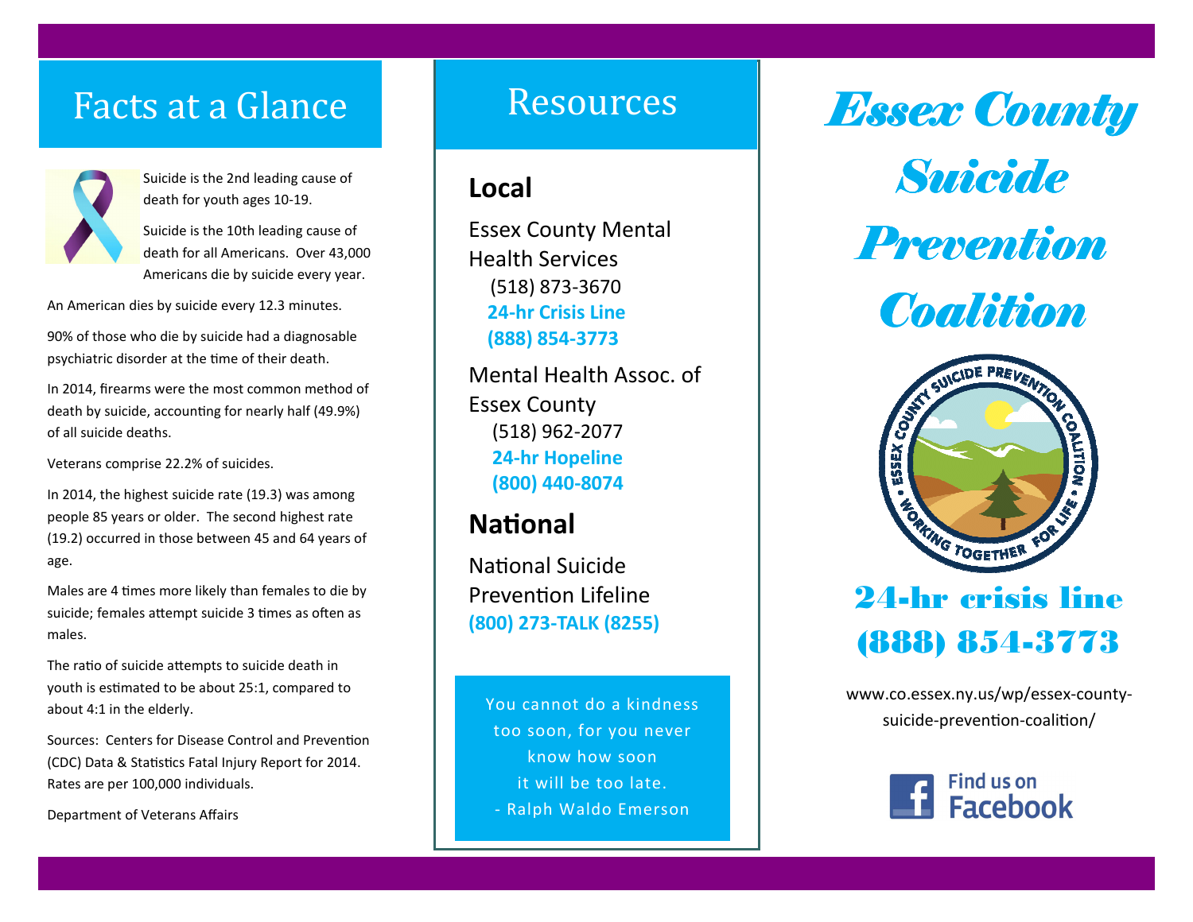## Facts at a Glance

Suicide is the 2nd leading cause of death for youth ages 10-19.

Suicide is the 10th leading cause of death for all Americans. Over 43,000 Americans die by suicide every year.

An American dies by suicide every 12.3 minutes.

90% of those who die by suicide had a diagnosable psychiatric disorder at the time of their death.

In 2014, firearms were the most common method of death by suicide, accounting for nearly half (49.9%) of all suicide deaths.

Veterans comprise 22.2% of suicides.

In 2014, the highest suicide rate (19.3) was among people 85 years or older. The second highest rate (19.2) occurred in those between 45 and 64 years of age.

Males are 4 times more likely than females to die by suicide; females attempt suicide 3 times as often as males.

The ratio of suicide attempts to suicide death in youth is estimated to be about 25:1, compared to about 4:1 in the elderly.

Sources: Centers for Disease Control and Prevention (CDC) Data & Statistics Fatal Injury Report for 2014. Rates are per 100,000 individuals.

Department of Veterans Affairs

## Resources

### Local

Essex County Mental Health Services
(518) 873-3670
**24-hr Crisis Line**
**(888) 854-3773**

Mental Health Assoc. of Essex County
(518) 962-2077
**24-hr Hopeline**
**(800) 440-8074**

### National

National Suicide Prevention Lifeline
**(800) 273-TALK (8255)**

You cannot do a kindness too soon, for you never know how soon it will be too late.
- Ralph Waldo Emerson

# *Essex County Suicide Prevention Coalition*

Essex County Suicide Prevention Coalition • Working Together For Life •

## 24-hr crisis line (888) 854-3773

www.co.essex.ny.us/wp/essex-county-suicide-prevention-coalition/

Find us on Facebook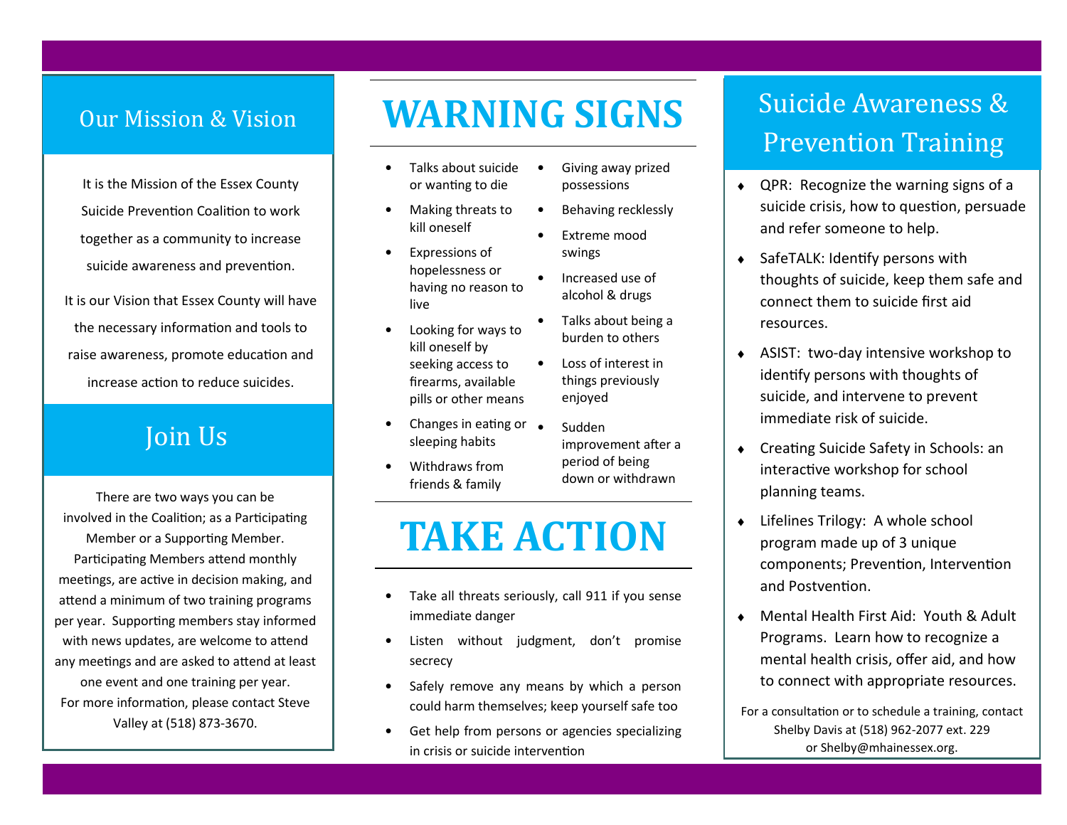## Our Mission & Vision

It is the Mission of the Essex County Suicide Prevention Coalition to work together as a community to increase suicide awareness and prevention.

It is our Vision that Essex County will have the necessary information and tools to raise awareness, promote education and increase action to reduce suicides.

## Join Us

There are two ways you can be involved in the Coalition; as a Participating Member or a Supporting Member. Participating Members attend monthly meetings, are active in decision making, and attend a minimum of two training programs per year. Supporting members stay informed with news updates, are welcome to attend any meetings and are asked to attend at least one event and one training per year. For more information, please contact Steve Valley at (518) 873-3670.

# WARNING SIGNS

- Talks about suicide or wanting to die
- Making threats to kill oneself
- Expressions of hopelessness or having no reason to live
- Looking for ways to kill oneself by seeking access to firearms, available pills or other means
- Changes in eating or sleeping habits
- Withdraws from friends & family
- Giving away prized possessions
- Behaving recklessly
- Extreme mood swings
- Increased use of alcohol & drugs
- Talks about being a burden to others
- Loss of interest in things previously enjoyed
- Sudden improvement after a period of being down or withdrawn

# TAKE ACTION

- Take all threats seriously, call 911 if you sense immediate danger
- Listen without judgment, don't promise secrecy
- Safely remove any means by which a person could harm themselves; keep yourself safe too
- Get help from persons or agencies specializing in crisis or suicide intervention

## Suicide Awareness & Prevention Training

- QPR: Recognize the warning signs of a suicide crisis, how to question, persuade and refer someone to help.
- SafeTALK: Identify persons with thoughts of suicide, keep them safe and connect them to suicide first aid resources.
- ASIST: two-day intensive workshop to identify persons with thoughts of suicide, and intervene to prevent immediate risk of suicide.
- Creating Suicide Safety in Schools: an interactive workshop for school planning teams.
- Lifelines Trilogy: A whole school program made up of 3 unique components; Prevention, Intervention and Postvention.
- Mental Health First Aid: Youth & Adult Programs. Learn how to recognize a mental health crisis, offer aid, and how to connect with appropriate resources.

For a consultation or to schedule a training, contact Shelby Davis at (518) 962-2077 ext. 229 or Shelby@mhainessex.org.